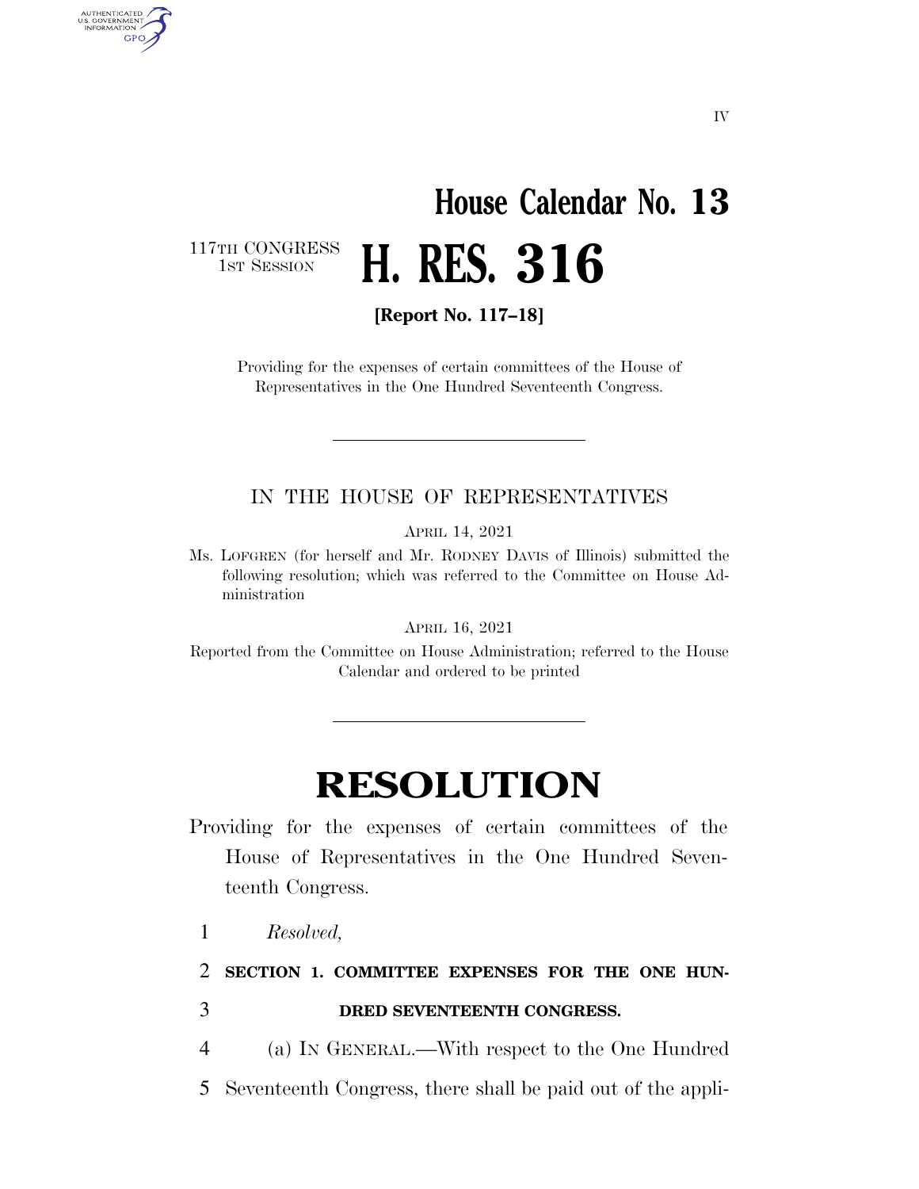IV

# House Calendar No. 13

117TH CONGRESS
1ST SESSION

# H. RES. 316

**[Report No. 117–18]**

Providing for the expenses of certain committees of the House of Representatives in the One Hundred Seventeenth Congress.

---

IN THE HOUSE OF REPRESENTATIVES

APRIL 14, 2021

Ms. LOFGREN (for herself and Mr. RODNEY DAVIS of Illinois) submitted the following resolution; which was referred to the Committee on House Administration

APRIL 16, 2021

Reported from the Committee on House Administration; referred to the House Calendar and ordered to be printed

---

# RESOLUTION

Providing for the expenses of certain committees of the House of Representatives in the One Hundred Seventeenth Congress.

1 *Resolved,*

2 **SECTION 1. COMMITTEE EXPENSES FOR THE ONE HUN-**

3 **DRED SEVENTEENTH CONGRESS.**

4 (a) IN GENERAL.—With respect to the One Hundred

5 Seventeenth Congress, there shall be paid out of the appli-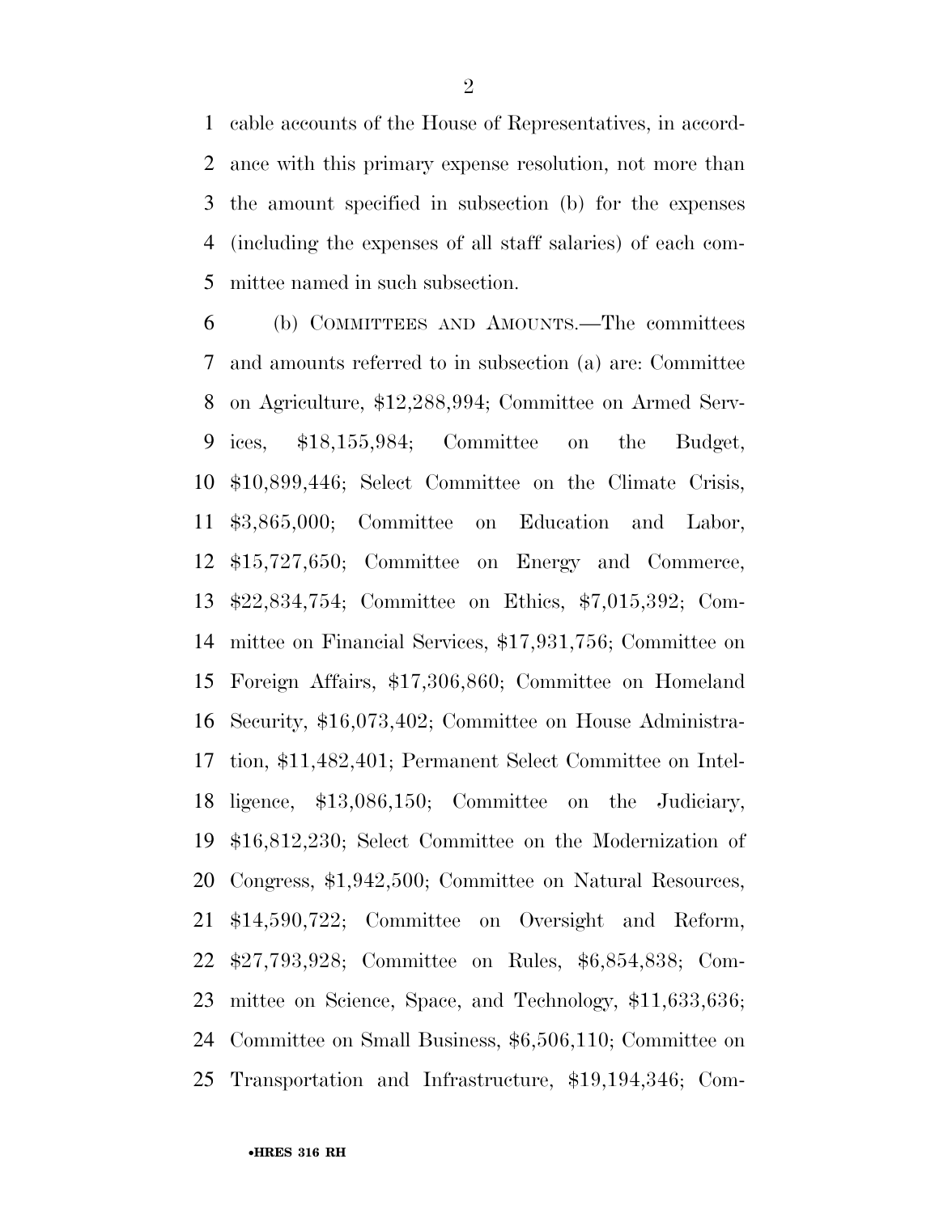cable accounts of the House of Representatives, in accordance with this primary expense resolution, not more than the amount specified in subsection (b) for the expenses (including the expenses of all staff salaries) of each committee named in such subsection.

(b) COMMITTEES AND AMOUNTS.—The committees and amounts referred to in subsection (a) are: Committee on Agriculture, $12,288,994; Committee on Armed Services, $18,155,984; Committee on the Budget, $10,899,446; Select Committee on the Climate Crisis, $3,865,000; Committee on Education and Labor, $15,727,650; Committee on Energy and Commerce, $22,834,754; Committee on Ethics, $7,015,392; Committee on Financial Services, $17,931,756; Committee on Foreign Affairs, $17,306,860; Committee on Homeland Security, $16,073,402; Committee on House Administration, $11,482,401; Permanent Select Committee on Intelligence, $13,086,150; Committee on the Judiciary, $16,812,230; Select Committee on the Modernization of Congress, $1,942,500; Committee on Natural Resources, $14,590,722; Committee on Oversight and Reform, $27,793,928; Committee on Rules, $6,854,838; Committee on Science, Space, and Technology, $11,633,636; Committee on Small Business, $6,506,110; Committee on Transportation and Infrastructure, $19,194,346; Com-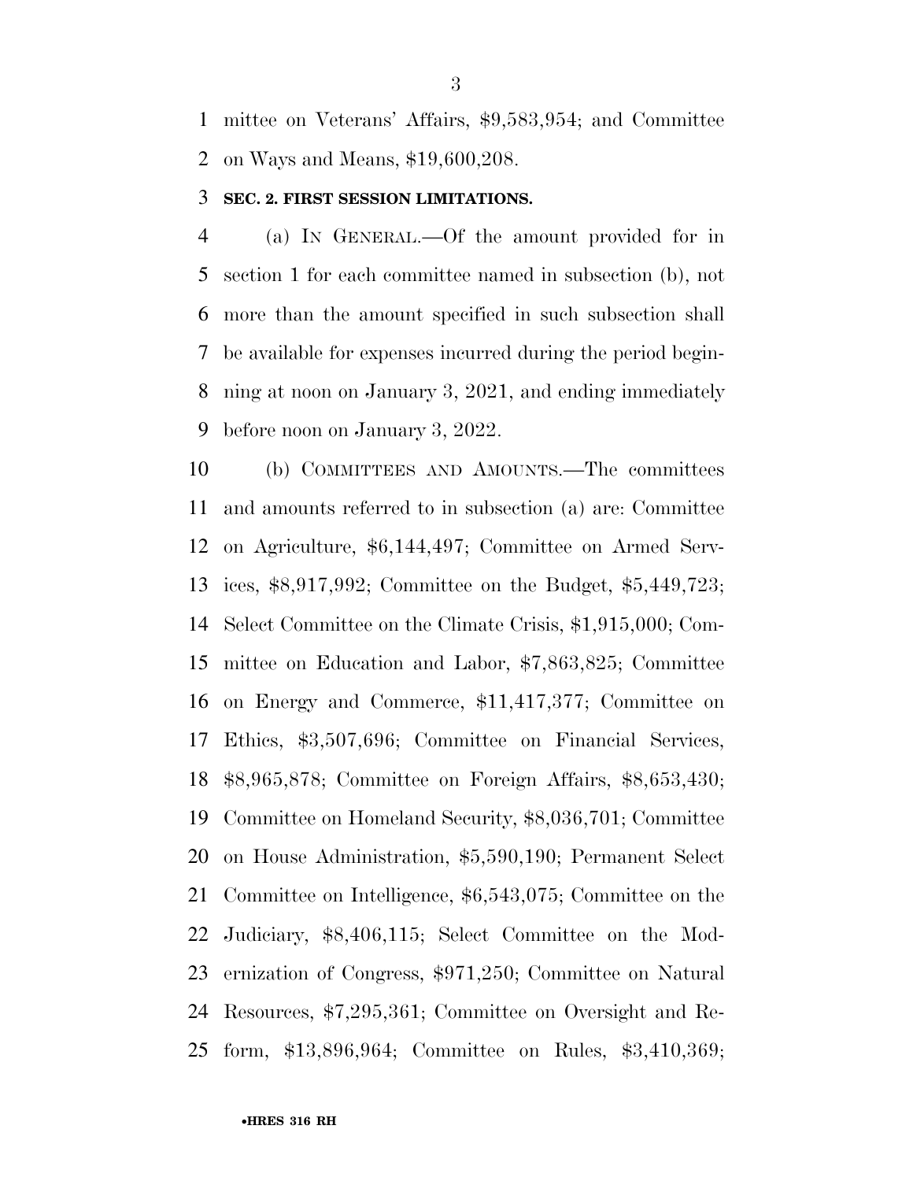mittee on Veterans' Affairs, $9,583,954; and Committee on Ways and Means, $19,600,208.

**SEC. 2. FIRST SESSION LIMITATIONS.**

(a) IN GENERAL.—Of the amount provided for in section 1 for each committee named in subsection (b), not more than the amount specified in such subsection shall be available for expenses incurred during the period beginning at noon on January 3, 2021, and ending immediately before noon on January 3, 2022.

(b) COMMITTEES AND AMOUNTS.—The committees and amounts referred to in subsection (a) are: Committee on Agriculture, $6,144,497; Committee on Armed Services, $8,917,992; Committee on the Budget, $5,449,723; Select Committee on the Climate Crisis, $1,915,000; Committee on Education and Labor, $7,863,825; Committee on Energy and Commerce, $11,417,377; Committee on Ethics, $3,507,696; Committee on Financial Services, $8,965,878; Committee on Foreign Affairs, $8,653,430; Committee on Homeland Security, $8,036,701; Committee on House Administration, $5,590,190; Permanent Select Committee on Intelligence, $6,543,075; Committee on the Judiciary, $8,406,115; Select Committee on the Modernization of Congress, $971,250; Committee on Natural Resources, $7,295,361; Committee on Oversight and Reform, $13,896,964; Committee on Rules, $3,410,369;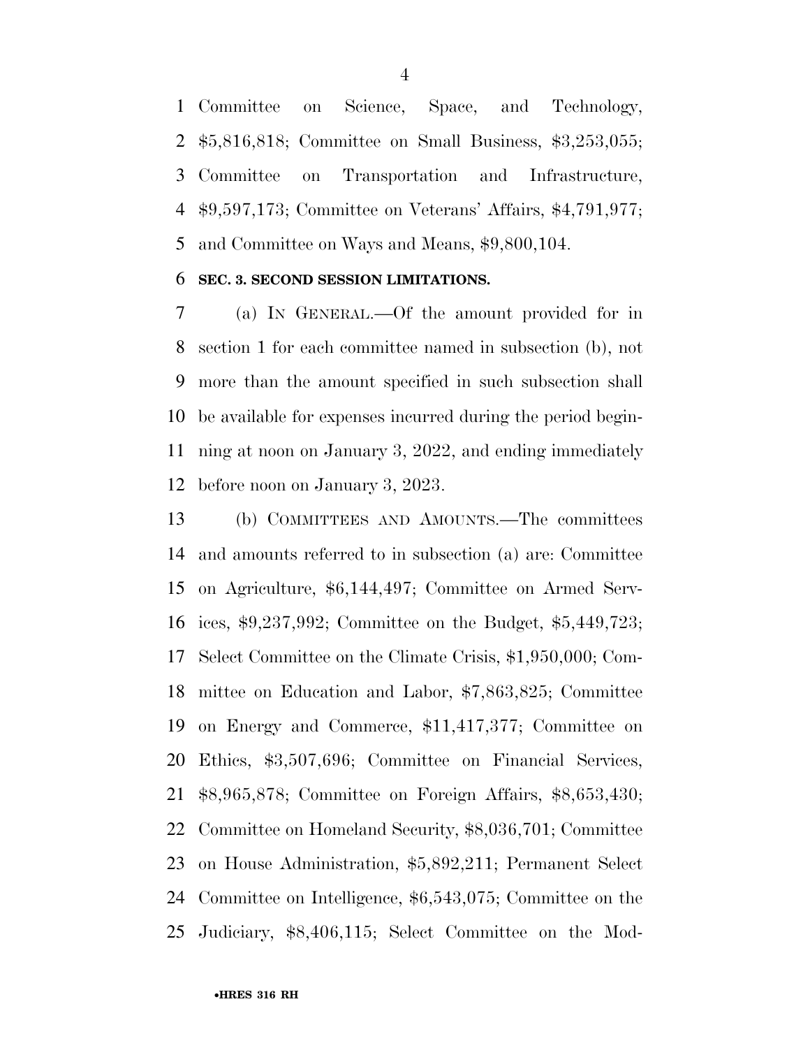Committee on Science, Space, and Technology, $5,816,818; Committee on Small Business, $3,253,055; Committee on Transportation and Infrastructure, $9,597,173; Committee on Veterans' Affairs, $4,791,977; and Committee on Ways and Means, $9,800,104.

### SEC. 3. SECOND SESSION LIMITATIONS.

(a) IN GENERAL.—Of the amount provided for in section 1 for each committee named in subsection (b), not more than the amount specified in such subsection shall be available for expenses incurred during the period beginning at noon on January 3, 2022, and ending immediately before noon on January 3, 2023.

(b) COMMITTEES AND AMOUNTS.—The committees and amounts referred to in subsection (a) are: Committee on Agriculture, $6,144,497; Committee on Armed Services, $9,237,992; Committee on the Budget, $5,449,723; Select Committee on the Climate Crisis, $1,950,000; Committee on Education and Labor, $7,863,825; Committee on Energy and Commerce, $11,417,377; Committee on Ethics, $3,507,696; Committee on Financial Services, $8,965,878; Committee on Foreign Affairs, $8,653,430; Committee on Homeland Security, $8,036,701; Committee on House Administration, $5,892,211; Permanent Select Committee on Intelligence, $6,543,075; Committee on the Judiciary, $8,406,115; Select Committee on the Mod-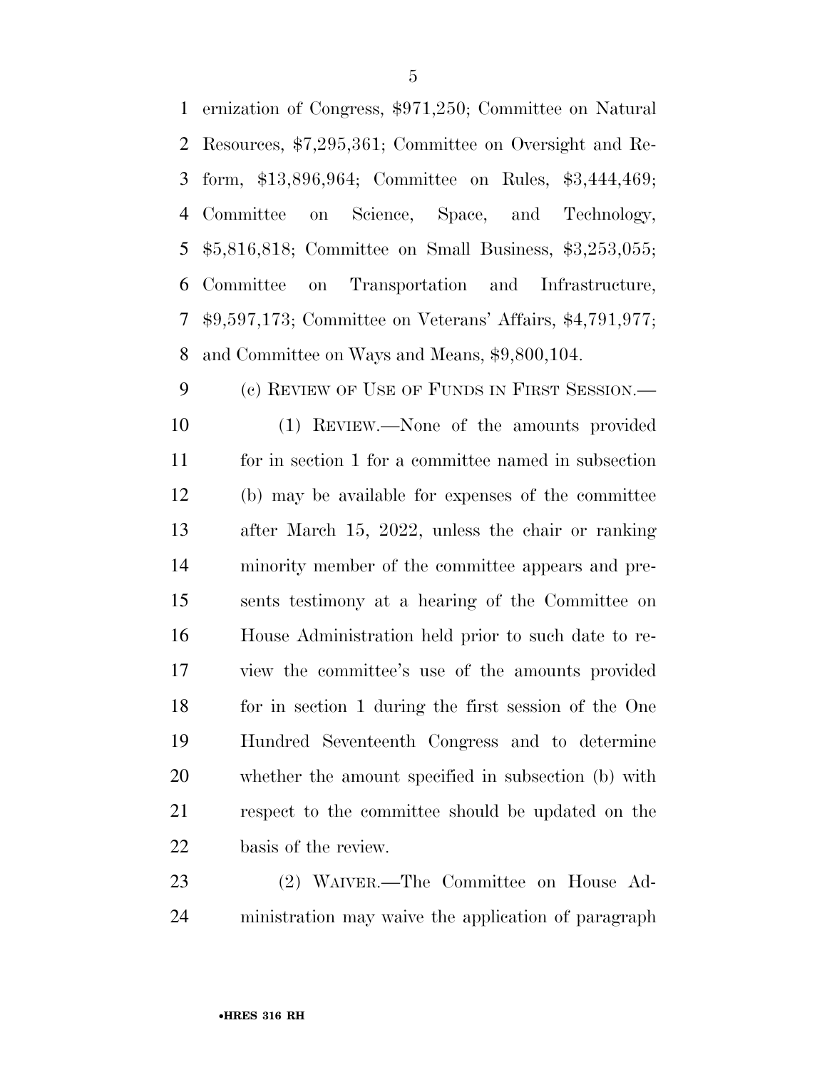ernization of Congress, $971,250; Committee on Natural Resources, $7,295,361; Committee on Oversight and Reform, $13,896,964; Committee on Rules, $3,444,469; Committee on Science, Space, and Technology, $5,816,818; Committee on Small Business, $3,253,055; Committee on Transportation and Infrastructure, $9,597,173; Committee on Veterans' Affairs, $4,791,977; and Committee on Ways and Means, $9,800,104.

(c) REVIEW OF USE OF FUNDS IN FIRST SESSION.—

(1) REVIEW.—None of the amounts provided for in section 1 for a committee named in subsection (b) may be available for expenses of the committee after March 15, 2022, unless the chair or ranking minority member of the committee appears and presents testimony at a hearing of the Committee on House Administration held prior to such date to review the committee's use of the amounts provided for in section 1 during the first session of the One Hundred Seventeenth Congress and to determine whether the amount specified in subsection (b) with respect to the committee should be updated on the basis of the review.

(2) WAIVER.—The Committee on House Administration may waive the application of paragraph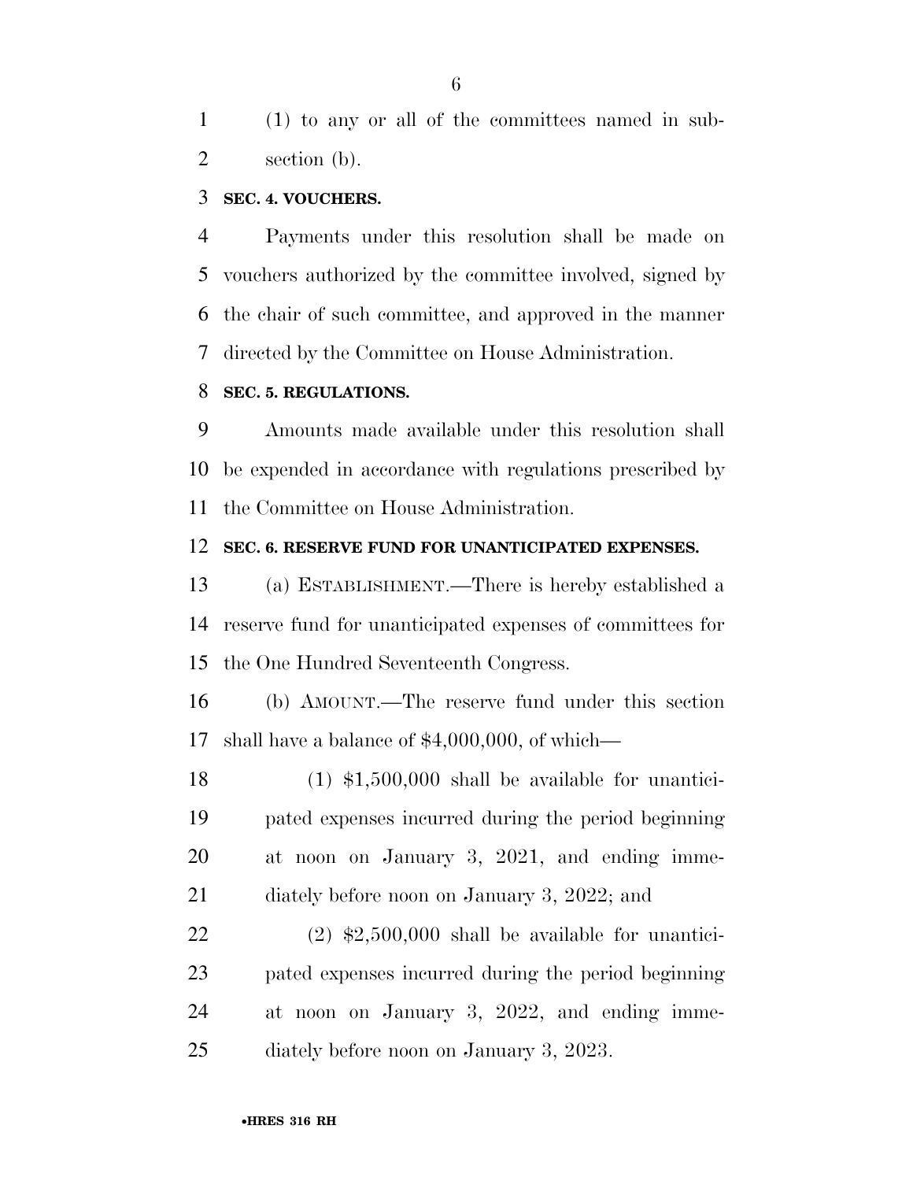(1) to any or all of the committees named in subsection (b).

**SEC. 4. VOUCHERS.**

Payments under this resolution shall be made on vouchers authorized by the committee involved, signed by the chair of such committee, and approved in the manner directed by the Committee on House Administration.

**SEC. 5. REGULATIONS.**

Amounts made available under this resolution shall be expended in accordance with regulations prescribed by the Committee on House Administration.

**SEC. 6. RESERVE FUND FOR UNANTICIPATED EXPENSES.**

(a) ESTABLISHMENT.—There is hereby established a reserve fund for unanticipated expenses of committees for the One Hundred Seventeenth Congress.

(b) AMOUNT.—The reserve fund under this section shall have a balance of $4,000,000, of which—

(1) $1,500,000 shall be available for unanticipated expenses incurred during the period beginning at noon on January 3, 2021, and ending immediately before noon on January 3, 2022; and

(2) $2,500,000 shall be available for unanticipated expenses incurred during the period beginning at noon on January 3, 2022, and ending immediately before noon on January 3, 2023.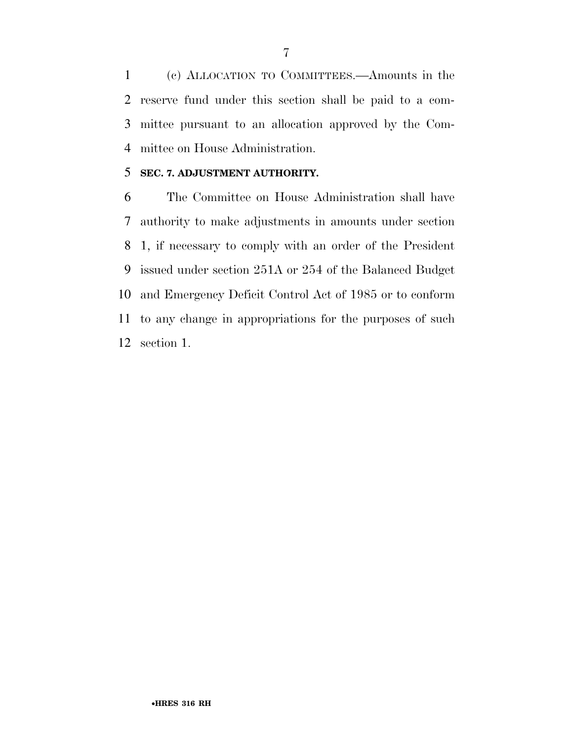(c) ALLOCATION TO COMMITTEES.—Amounts in the reserve fund under this section shall be paid to a committee pursuant to an allocation approved by the Committee on House Administration.

**SEC. 7. ADJUSTMENT AUTHORITY.**

The Committee on House Administration shall have authority to make adjustments in amounts under section 1, if necessary to comply with an order of the President issued under section 251A or 254 of the Balanced Budget and Emergency Deficit Control Act of 1985 or to conform to any change in appropriations for the purposes of such section 1.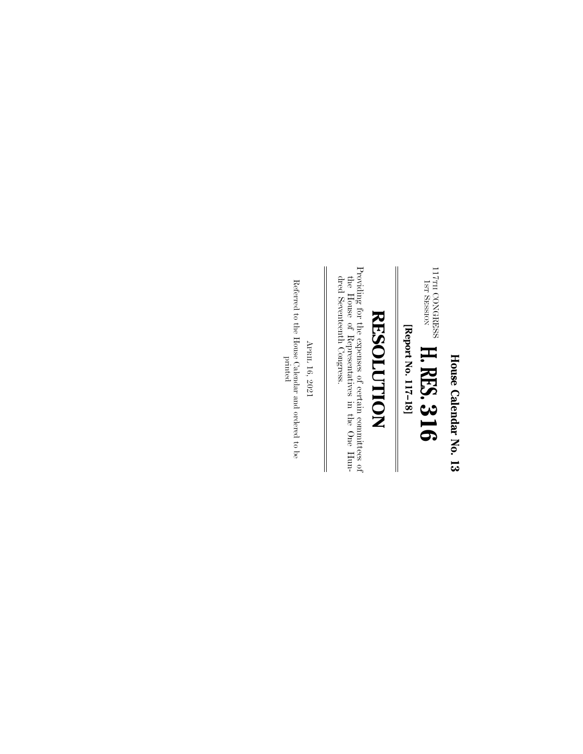House Calendar No. 13

117TH CONGRESS
1ST SESSION

# H. RES. 316

**[Report No. 117–18]**

# RESOLUTION

Providing for the expenses of certain committees of the House of Representatives in the One Hundred Seventeenth Congress.

APRIL 16, 2021

Referred to the House Calendar and ordered to be printed